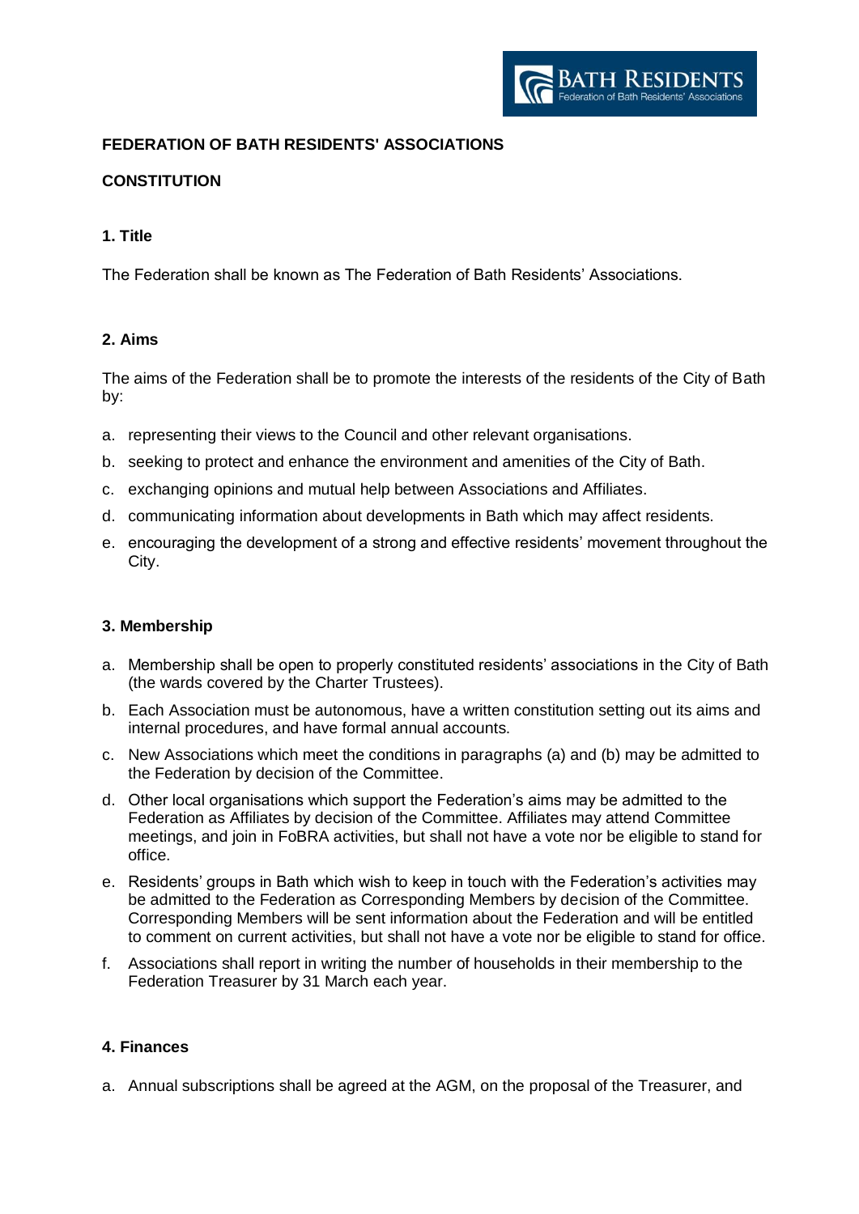# FEDERATION OF BATH RESIDENTS' ASSOCIATIONS

## CONSTITUTION

### 1. Title

The Federation shall be known as The Federation of Bath Residents' Associations.

### 2. Aims

The aims of the Federation shall be to promote the interests of the residents of the City of Bath by:

a. representing their views to the Council and other relevant organisations.

b. seeking to protect and enhance the environment and amenities of the City of Bath.

c. exchanging opinions and mutual help between Associations and Affiliates.

d. communicating information about developments in Bath which may affect residents.

e. encouraging the development of a strong and effective residents' movement throughout the City.

### 3. Membership

a. Membership shall be open to properly constituted residents' associations in the City of Bath (the wards covered by the Charter Trustees).

b. Each Association must be autonomous, have a written constitution setting out its aims and internal procedures, and have formal annual accounts.

c. New Associations which meet the conditions in paragraphs (a) and (b) may be admitted to the Federation by decision of the Committee.

d. Other local organisations which support the Federation's aims may be admitted to the Federation as Affiliates by decision of the Committee. Affiliates may attend Committee meetings, and join in FoBRA activities, but shall not have a vote nor be eligible to stand for office.

e. Residents' groups in Bath which wish to keep in touch with the Federation's activities may be admitted to the Federation as Corresponding Members by decision of the Committee. Corresponding Members will be sent information about the Federation and will be entitled to comment on current activities, but shall not have a vote nor be eligible to stand for office.

f. Associations shall report in writing the number of households in their membership to the Federation Treasurer by 31 March each year.

### 4. Finances

a. Annual subscriptions shall be agreed at the AGM, on the proposal of the Treasurer, and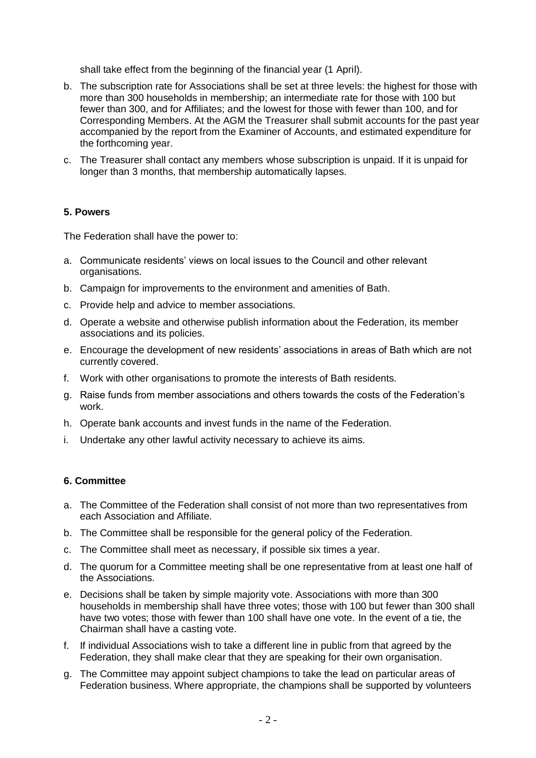shall take effect from the beginning of the financial year (1 April).

b. The subscription rate for Associations shall be set at three levels: the highest for those with more than 300 households in membership; an intermediate rate for those with 100 but fewer than 300, and for Affiliates; and the lowest for those with fewer than 100, and for Corresponding Members. At the AGM the Treasurer shall submit accounts for the past year accompanied by the report from the Examiner of Accounts, and estimated expenditure for the forthcoming year.

c. The Treasurer shall contact any members whose subscription is unpaid. If it is unpaid for longer than 3 months, that membership automatically lapses.

**5. Powers**

The Federation shall have the power to:

a. Communicate residents' views on local issues to the Council and other relevant organisations.
b. Campaign for improvements to the environment and amenities of Bath.
c. Provide help and advice to member associations.
d. Operate a website and otherwise publish information about the Federation, its member associations and its policies.
e. Encourage the development of new residents' associations in areas of Bath which are not currently covered.
f. Work with other organisations to promote the interests of Bath residents.
g. Raise funds from member associations and others towards the costs of the Federation's work.
h. Operate bank accounts and invest funds in the name of the Federation.
i. Undertake any other lawful activity necessary to achieve its aims.

**6. Committee**

a. The Committee of the Federation shall consist of not more than two representatives from each Association and Affiliate.
b. The Committee shall be responsible for the general policy of the Federation.
c. The Committee shall meet as necessary, if possible six times a year.
d. The quorum for a Committee meeting shall be one representative from at least one half of the Associations.
e. Decisions shall be taken by simple majority vote. Associations with more than 300 households in membership shall have three votes; those with 100 but fewer than 300 shall have two votes; those with fewer than 100 shall have one vote. In the event of a tie, the Chairman shall have a casting vote.
f. If individual Associations wish to take a different line in public from that agreed by the Federation, they shall make clear that they are speaking for their own organisation.
g. The Committee may appoint subject champions to take the lead on particular areas of Federation business. Where appropriate, the champions shall be supported by volunteers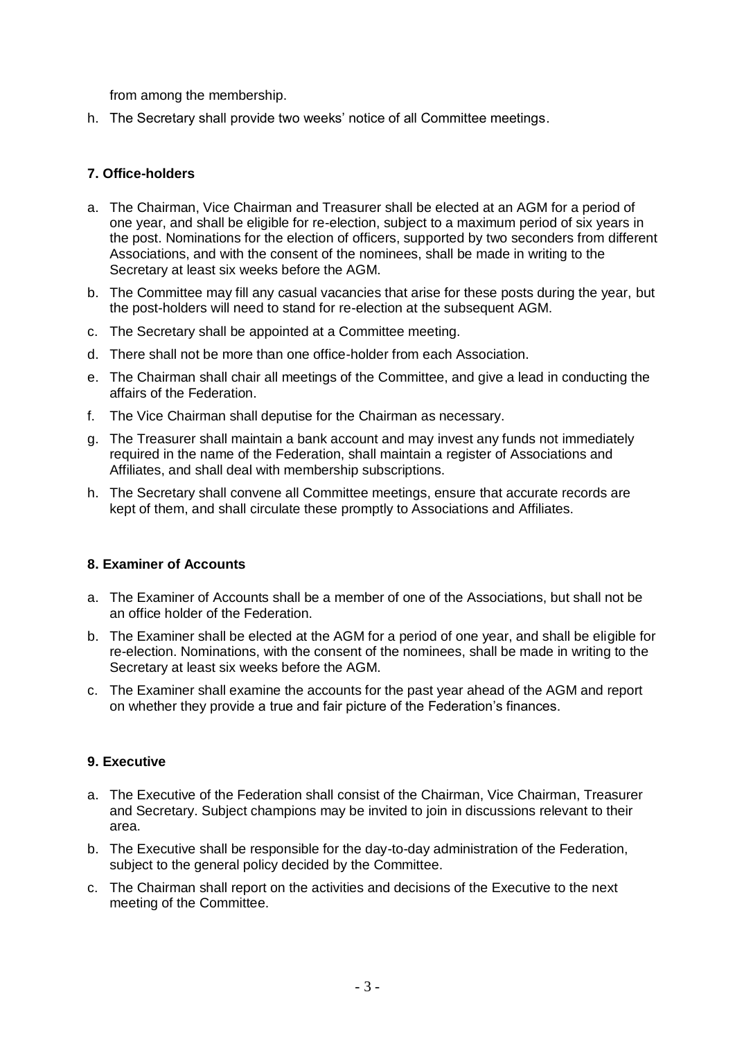from among the membership.

h. The Secretary shall provide two weeks' notice of all Committee meetings.

### 7. Office-holders

a. The Chairman, Vice Chairman and Treasurer shall be elected at an AGM for a period of one year, and shall be eligible for re-election, subject to a maximum period of six years in the post. Nominations for the election of officers, supported by two seconders from different Associations, and with the consent of the nominees, shall be made in writing to the Secretary at least six weeks before the AGM.

b. The Committee may fill any casual vacancies that arise for these posts during the year, but the post-holders will need to stand for re-election at the subsequent AGM.

c. The Secretary shall be appointed at a Committee meeting.

d. There shall not be more than one office-holder from each Association.

e. The Chairman shall chair all meetings of the Committee, and give a lead in conducting the affairs of the Federation.

f. The Vice Chairman shall deputise for the Chairman as necessary.

g. The Treasurer shall maintain a bank account and may invest any funds not immediately required in the name of the Federation, shall maintain a register of Associations and Affiliates, and shall deal with membership subscriptions.

h. The Secretary shall convene all Committee meetings, ensure that accurate records are kept of them, and shall circulate these promptly to Associations and Affiliates.

### 8. Examiner of Accounts

a. The Examiner of Accounts shall be a member of one of the Associations, but shall not be an office holder of the Federation.

b. The Examiner shall be elected at the AGM for a period of one year, and shall be eligible for re-election. Nominations, with the consent of the nominees, shall be made in writing to the Secretary at least six weeks before the AGM.

c. The Examiner shall examine the accounts for the past year ahead of the AGM and report on whether they provide a true and fair picture of the Federation's finances.

### 9. Executive

a. The Executive of the Federation shall consist of the Chairman, Vice Chairman, Treasurer and Secretary. Subject champions may be invited to join in discussions relevant to their area.

b. The Executive shall be responsible for the day-to-day administration of the Federation, subject to the general policy decided by the Committee.

c. The Chairman shall report on the activities and decisions of the Executive to the next meeting of the Committee.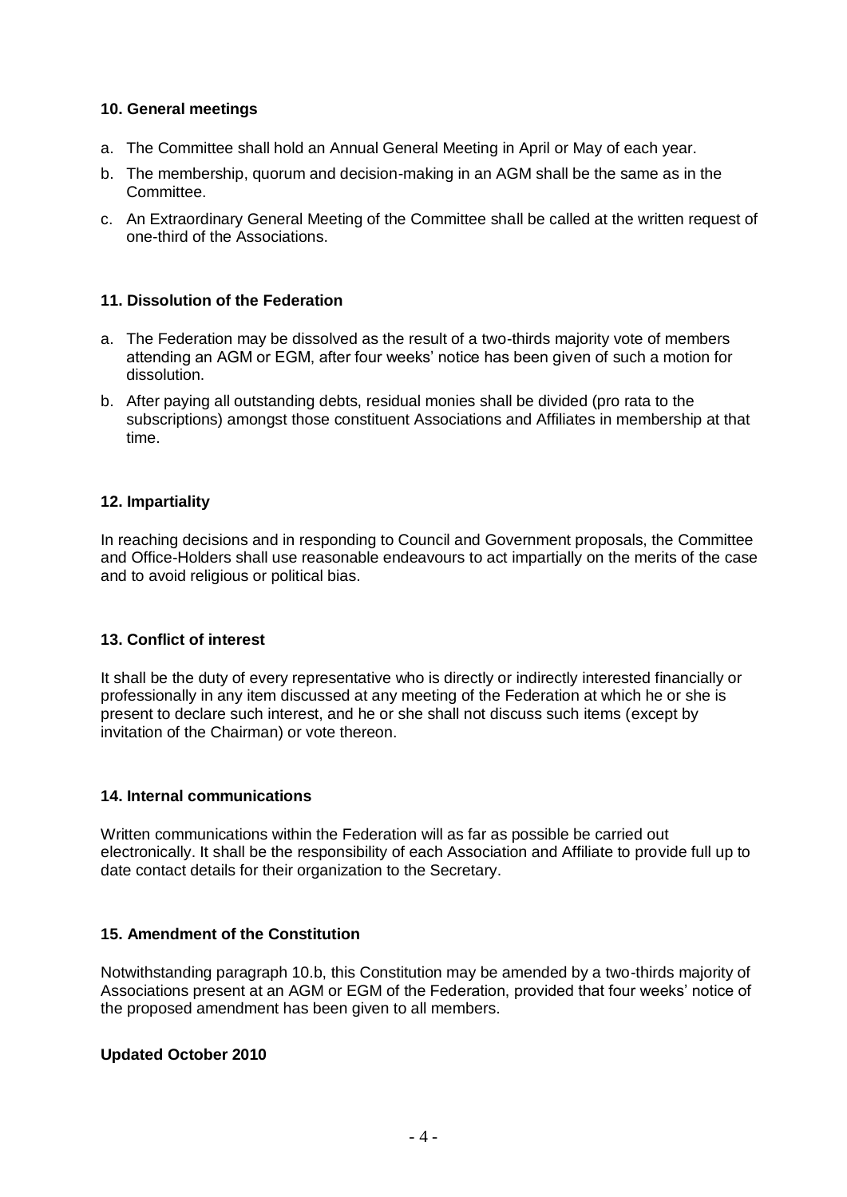### 10. General meetings

a. The Committee shall hold an Annual General Meeting in April or May of each year.

b. The membership, quorum and decision-making in an AGM shall be the same as in the Committee.

c. An Extraordinary General Meeting of the Committee shall be called at the written request of one-third of the Associations.

### 11. Dissolution of the Federation

a. The Federation may be dissolved as the result of a two-thirds majority vote of members attending an AGM or EGM, after four weeks' notice has been given of such a motion for dissolution.

b. After paying all outstanding debts, residual monies shall be divided (pro rata to the subscriptions) amongst those constituent Associations and Affiliates in membership at that time.

### 12. Impartiality

In reaching decisions and in responding to Council and Government proposals, the Committee and Office-Holders shall use reasonable endeavours to act impartially on the merits of the case and to avoid religious or political bias.

### 13. Conflict of interest

It shall be the duty of every representative who is directly or indirectly interested financially or professionally in any item discussed at any meeting of the Federation at which he or she is present to declare such interest, and he or she shall not discuss such items (except by invitation of the Chairman) or vote thereon.

### 14. Internal communications

Written communications within the Federation will as far as possible be carried out electronically. It shall be the responsibility of each Association and Affiliate to provide full up to date contact details for their organization to the Secretary.

### 15. Amendment of the Constitution

Notwithstanding paragraph 10.b, this Constitution may be amended by a two-thirds majority of Associations present at an AGM or EGM of the Federation, provided that four weeks' notice of the proposed amendment has been given to all members.

**Updated October 2010**